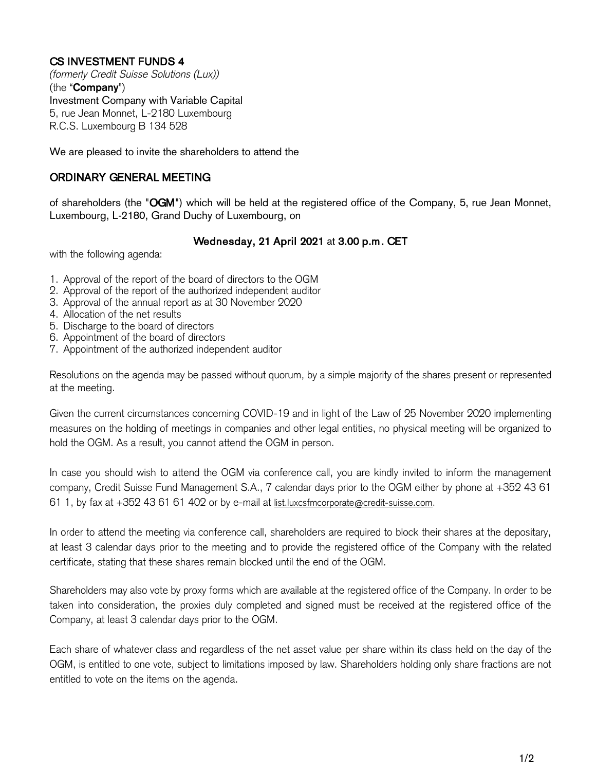## CS INVESTMENT FUNDS 4

*(formerly Credit Suisse Solutions (Lux))*
(the "**Company**")
Investment Company with Variable Capital
5, rue Jean Monnet, L-2180 Luxembourg
R.C.S. Luxembourg B 134 528

We are pleased to invite the shareholders to attend the

## ORDINARY GENERAL MEETING

of shareholders (the "**OGM**") which will be held at the registered office of the Company, 5, rue Jean Monnet, Luxembourg, L-2180, Grand Duchy of Luxembourg, on

**Wednesday, 21 April 2021** at **3.00 p.m. CET**

with the following agenda:

1. Approval of the report of the board of directors to the OGM
2. Approval of the report of the authorized independent auditor
3. Approval of the annual report as at 30 November 2020
4. Allocation of the net results
5. Discharge to the board of directors
6. Appointment of the board of directors
7. Appointment of the authorized independent auditor

Resolutions on the agenda may be passed without quorum, by a simple majority of the shares present or represented at the meeting.

Given the current circumstances concerning COVID-19 and in light of the Law of 25 November 2020 implementing measures on the holding of meetings in companies and other legal entities, no physical meeting will be organized to hold the OGM. As a result, you cannot attend the OGM in person.

In case you should wish to attend the OGM via conference call, you are kindly invited to inform the management company, Credit Suisse Fund Management S.A., 7 calendar days prior to the OGM either by phone at +352 43 61 61 1, by fax at +352 43 61 61 402 or by e-mail at list.luxcsfmcorporate@credit-suisse.com.

In order to attend the meeting via conference call, shareholders are required to block their shares at the depositary, at least 3 calendar days prior to the meeting and to provide the registered office of the Company with the related certificate, stating that these shares remain blocked until the end of the OGM.

Shareholders may also vote by proxy forms which are available at the registered office of the Company. In order to be taken into consideration, the proxies duly completed and signed must be received at the registered office of the Company, at least 3 calendar days prior to the OGM.

Each share of whatever class and regardless of the net asset value per share within its class held on the day of the OGM, is entitled to one vote, subject to limitations imposed by law. Shareholders holding only share fractions are not entitled to vote on the items on the agenda.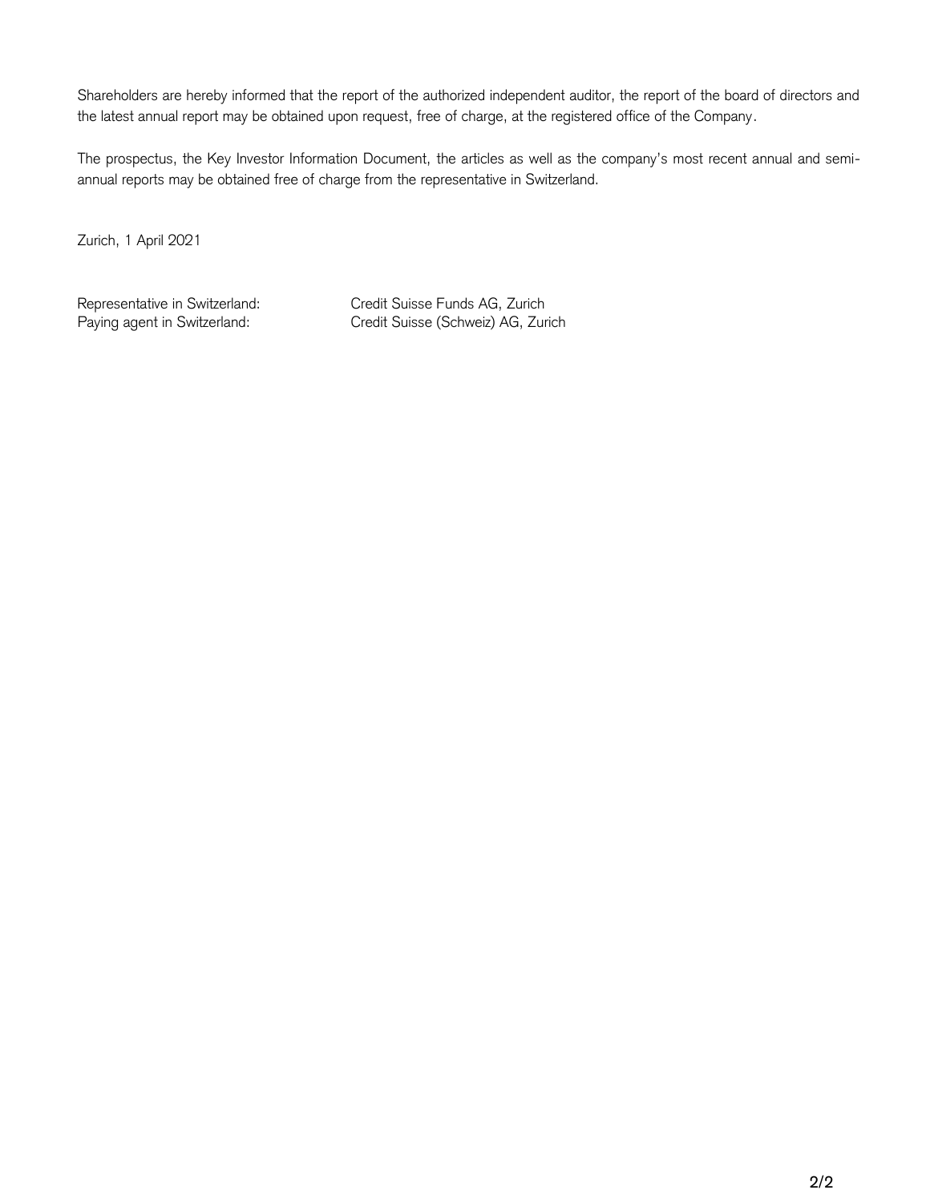Shareholders are hereby informed that the report of the authorized independent auditor, the report of the board of directors and the latest annual report may be obtained upon request, free of charge, at the registered office of the Company.

The prospectus, the Key Investor Information Document, the articles as well as the company's most recent annual and semi-annual reports may be obtained free of charge from the representative in Switzerland.

Zurich, 1 April 2021

| | |
|---|---|
| Representative in Switzerland: | Credit Suisse Funds AG, Zurich |
| Paying agent in Switzerland: | Credit Suisse (Schweiz) AG, Zurich |